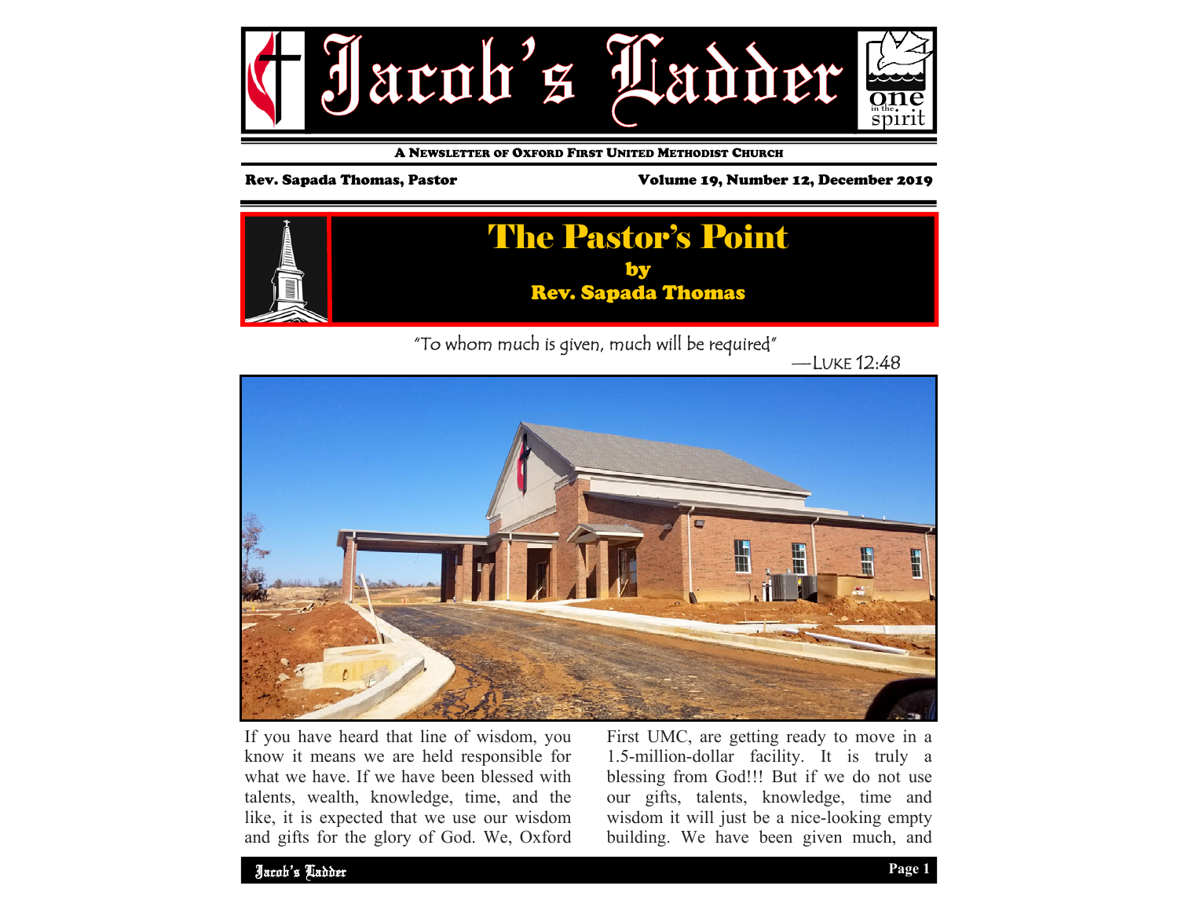# Jacob's Ladder

one in the spirit

A NEWSLETTER OF OXFORD FIRST UNITED METHODIST CHURCH

Rev. Sapada Thomas, Pastor

Volume 19, Number 12, December 2019

## The Pastor's Point

**by**

**Rev. Sapada Thomas**

"To whom much is given, much will be required"

—LUKE 12:48

If you have heard that line of wisdom, you know it means we are held responsible for what we have. If we have been blessed with talents, wealth, knowledge, time, and the like, it is expected that we use our wisdom and gifts for the glory of God. We, Oxford First UMC, are getting ready to move in a 1.5-million-dollar facility. It is truly a blessing from God!!! But if we do not use our gifts, talents, knowledge, time and wisdom it will just be a nice-looking empty building. We have been given much, and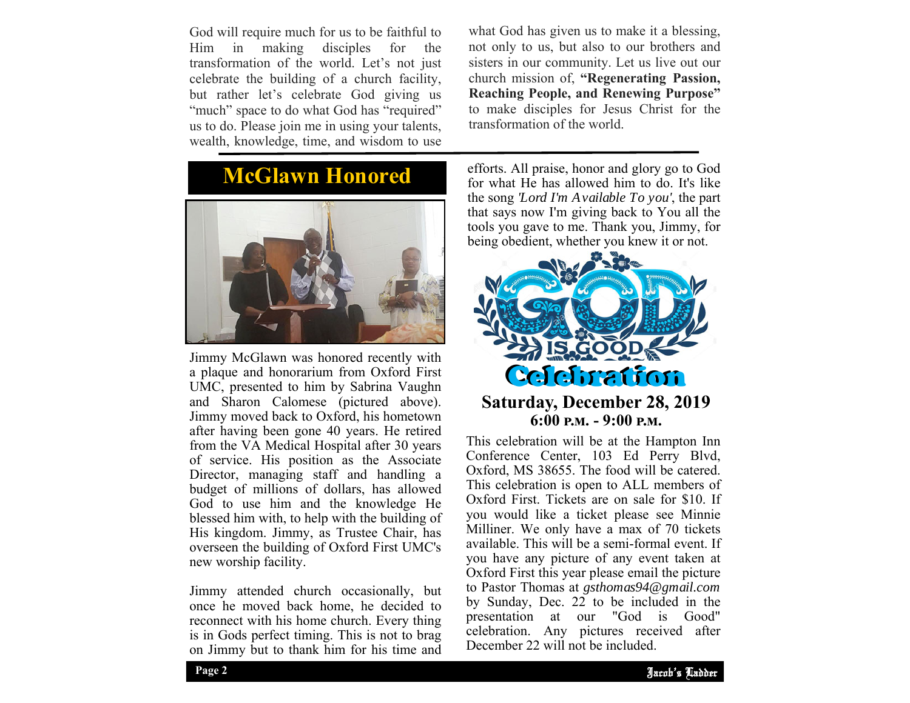God will require much for us to be faithful to Him in making disciples for the transformation of the world. Let's not just celebrate the building of a church facility, but rather let's celebrate God giving us "much" space to do what God has "required" us to do. Please join me in using your talents, wealth, knowledge, time, and wisdom to use what God has given us to make it a blessing, not only to us, but also to our brothers and sisters in our community. Let us live out our church mission of, **"Regenerating Passion, Reaching People, and Renewing Purpose"** to make disciples for Jesus Christ for the transformation of the world.

## McGlawn Honored

Jimmy McGlawn was honored recently with a plaque and honorarium from Oxford First UMC, presented to him by Sabrina Vaughn and Sharon Calomese (pictured above). Jimmy moved back to Oxford, his hometown after having been gone 40 years. He retired from the VA Medical Hospital after 30 years of service. His position as the Associate Director, managing staff and handling a budget of millions of dollars, has allowed God to use him and the knowledge He blessed him with, to help with the building of His kingdom. Jimmy, as Trustee Chair, has overseen the building of Oxford First UMC's new worship facility.

Jimmy attended church occasionally, but once he moved back home, he decided to reconnect with his home church. Every thing is in Gods perfect timing. This is not to brag on Jimmy but to thank him for his time and efforts. All praise, honor and glory go to God for what He has allowed him to do. It's like the song *'Lord I'm Available To you'*, the part that says now I'm giving back to You all the tools you gave to me. Thank you, Jimmy, for being obedient, whether you knew it or not.

## GOD IS GOOD Celebration

**Saturday, December 28, 2019**
**6:00 P.M. - 9:00 P.M.**

This celebration will be at the Hampton Inn Conference Center, 103 Ed Perry Blvd, Oxford, MS 38655. The food will be catered. This celebration is open to ALL members of Oxford First. Tickets are on sale for $10. If you would like a ticket please see Minnie Milliner. We only have a max of 70 tickets available. This will be a semi-formal event. If you have any picture of any event taken at Oxford First this year please email the picture to Pastor Thomas at *gsthomas94@gmail.com* by Sunday, Dec. 22 to be included in the presentation at our "God is Good" celebration. Any pictures received after December 22 will not be included.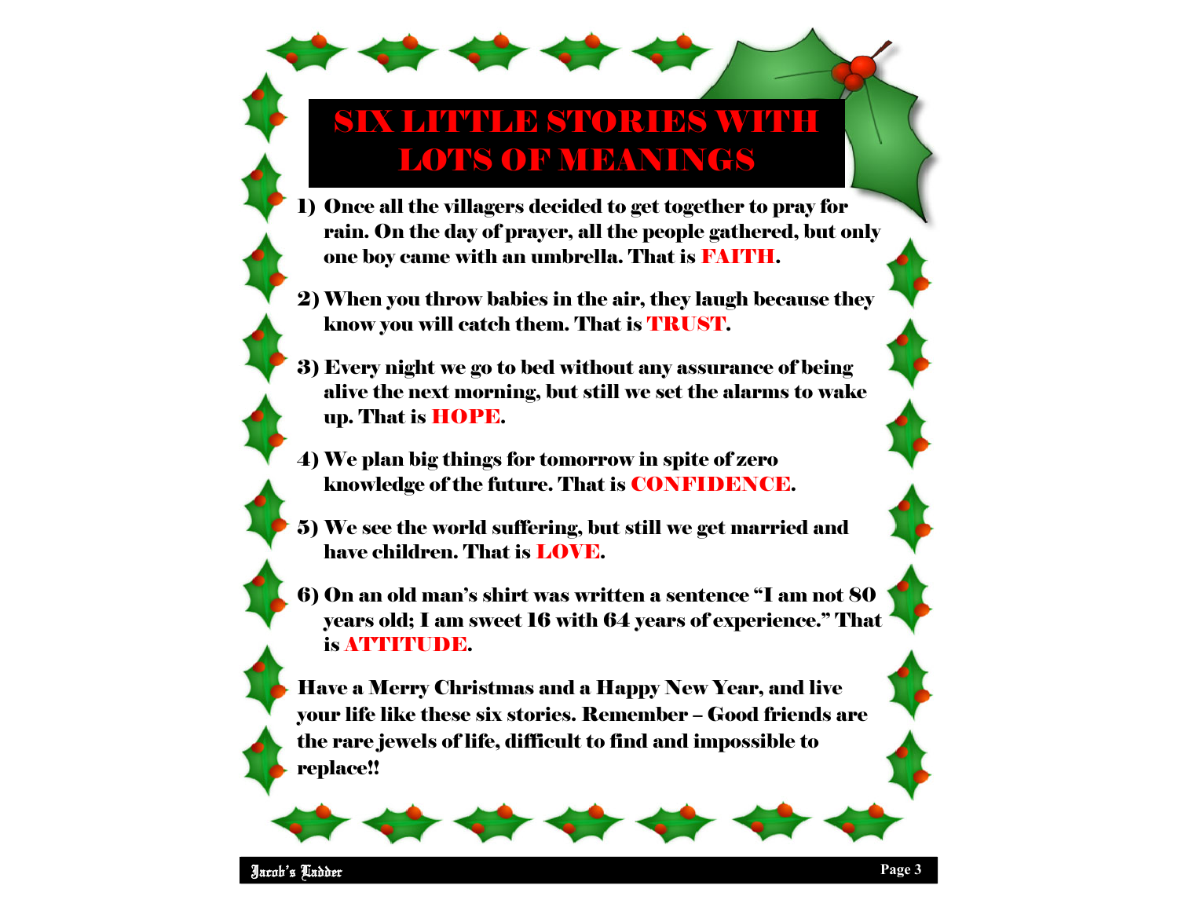# SIX LITTLE STORIES WITH LOTS OF MEANINGS

1) Once all the villagers decided to get together to pray for rain. On the day of prayer, all the people gathered, but only one boy came with an umbrella. That is **FAITH**.

2) When you throw babies in the air, they laugh because they know you will catch them. That is **TRUST**.

3) Every night we go to bed without any assurance of being alive the next morning, but still we set the alarms to wake up. That is **HOPE**.

4) We plan big things for tomorrow in spite of zero knowledge of the future. That is **CONFIDENCE**.

5) We see the world suffering, but still we get married and have children. That is **LOVE**.

6) On an old man's shirt was written a sentence "I am not 80 years old; I am sweet 16 with 64 years of experience." That is **ATTITUDE**.

Have a Merry Christmas and a Happy New Year, and live your life like these six stories. Remember – Good friends are the rare jewels of life, difficult to find and impossible to replace!!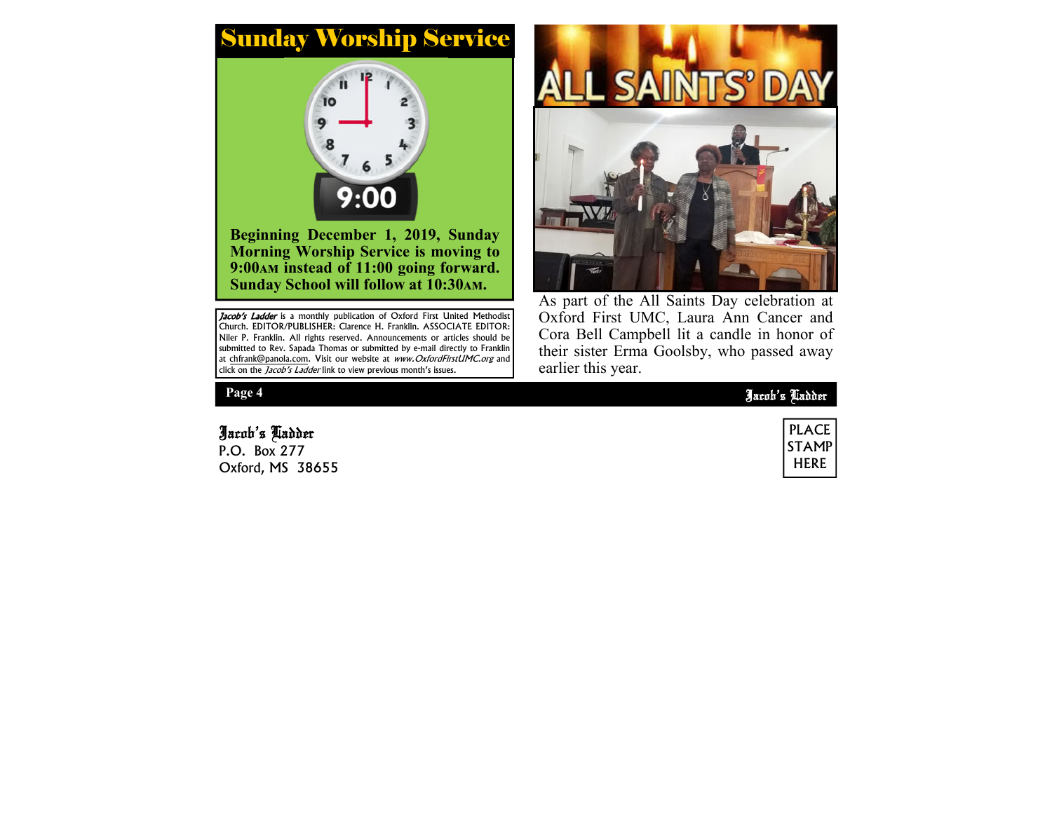## Sunday Worship Service

9:00

**Beginning December 1, 2019, Sunday Morning Worship Service is moving to 9:00AM instead of 11:00 going forward. Sunday School will follow at 10:30AM.**

*Jacob's Ladder* is a monthly publication of Oxford First United Methodist Church. EDITOR/PUBLISHER: Clarence H. Franklin. ASSOCIATE EDITOR: Niler P. Franklin. All rights reserved. Announcements or articles should be submitted to Rev. Sapada Thomas or submitted by e-mail directly to Franklin at chfrank@panola.com. Visit our website at *www.OxfordFirstUMC.org* and click on the *Jacob's Ladder* link to view previous month's issues.

## ALL SAINTS' DAY

As part of the All Saints Day celebration at Oxford First UMC, Laura Ann Cancer and Cora Bell Campbell lit a candle in honor of their sister Erma Goolsby, who passed away earlier this year.

Jacob's Ladder
P.O. Box 277
Oxford, MS 38655

PLACE STAMP HERE